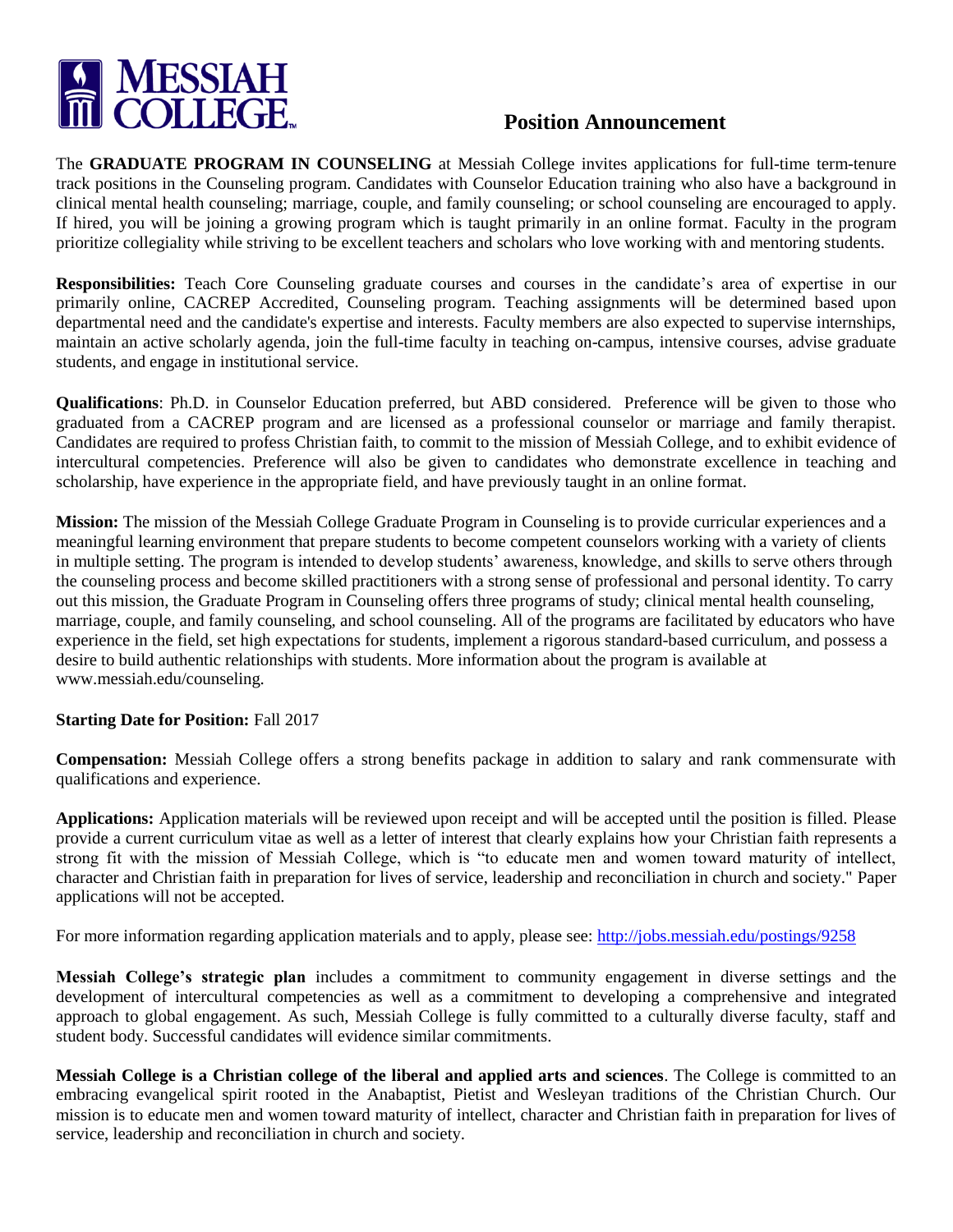# MESSIAH COLLEGE

## Position Announcement

The **GRADUATE PROGRAM IN COUNSELING** at Messiah College invites applications for full-time term-tenure track positions in the Counseling program. Candidates with Counselor Education training who also have a background in clinical mental health counseling; marriage, couple, and family counseling; or school counseling are encouraged to apply. If hired, you will be joining a growing program which is taught primarily in an online format. Faculty in the program prioritize collegiality while striving to be excellent teachers and scholars who love working with and mentoring students.

**Responsibilities:** Teach Core Counseling graduate courses and courses in the candidate's area of expertise in our primarily online, CACREP Accredited, Counseling program. Teaching assignments will be determined based upon departmental need and the candidate's expertise and interests. Faculty members are also expected to supervise internships, maintain an active scholarly agenda, join the full-time faculty in teaching on-campus, intensive courses, advise graduate students, and engage in institutional service.

**Qualifications**: Ph.D. in Counselor Education preferred, but ABD considered. Preference will be given to those who graduated from a CACREP program and are licensed as a professional counselor or marriage and family therapist. Candidates are required to profess Christian faith, to commit to the mission of Messiah College, and to exhibit evidence of intercultural competencies. Preference will also be given to candidates who demonstrate excellence in teaching and scholarship, have experience in the appropriate field, and have previously taught in an online format.

**Mission:** The mission of the Messiah College Graduate Program in Counseling is to provide curricular experiences and a meaningful learning environment that prepare students to become competent counselors working with a variety of clients in multiple setting. The program is intended to develop students' awareness, knowledge, and skills to serve others through the counseling process and become skilled practitioners with a strong sense of professional and personal identity. To carry out this mission, the Graduate Program in Counseling offers three programs of study; clinical mental health counseling, marriage, couple, and family counseling, and school counseling. All of the programs are facilitated by educators who have experience in the field, set high expectations for students, implement a rigorous standard-based curriculum, and possess a desire to build authentic relationships with students. More information about the program is available at www.messiah.edu/counseling.

**Starting Date for Position:** Fall 2017

**Compensation:** Messiah College offers a strong benefits package in addition to salary and rank commensurate with qualifications and experience.

**Applications:** Application materials will be reviewed upon receipt and will be accepted until the position is filled. Please provide a current curriculum vitae as well as a letter of interest that clearly explains how your Christian faith represents a strong fit with the mission of Messiah College, which is "to educate men and women toward maturity of intellect, character and Christian faith in preparation for lives of service, leadership and reconciliation in church and society." Paper applications will not be accepted.

For more information regarding application materials and to apply, please see: http://jobs.messiah.edu/postings/9258

**Messiah College's strategic plan** includes a commitment to community engagement in diverse settings and the development of intercultural competencies as well as a commitment to developing a comprehensive and integrated approach to global engagement. As such, Messiah College is fully committed to a culturally diverse faculty, staff and student body. Successful candidates will evidence similar commitments.

**Messiah College is a Christian college of the liberal and applied arts and sciences**. The College is committed to an embracing evangelical spirit rooted in the Anabaptist, Pietist and Wesleyan traditions of the Christian Church. Our mission is to educate men and women toward maturity of intellect, character and Christian faith in preparation for lives of service, leadership and reconciliation in church and society.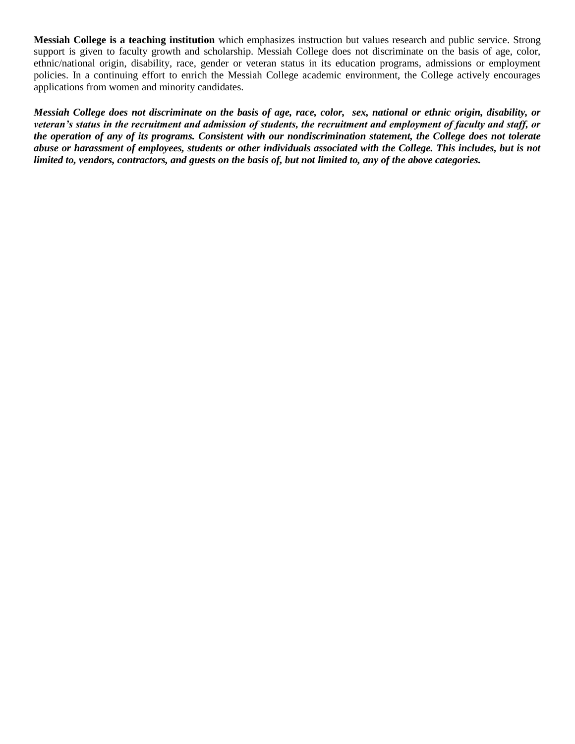**Messiah College is a teaching institution** which emphasizes instruction but values research and public service. Strong support is given to faculty growth and scholarship. Messiah College does not discriminate on the basis of age, color, ethnic/national origin, disability, race, gender or veteran status in its education programs, admissions or employment policies. In a continuing effort to enrich the Messiah College academic environment, the College actively encourages applications from women and minority candidates.

***Messiah College does not discriminate on the basis of age, race, color, sex, national or ethnic origin, disability, or veteran's status in the recruitment and admission of students, the recruitment and employment of faculty and staff, or the operation of any of its programs. Consistent with our nondiscrimination statement, the College does not tolerate abuse or harassment of employees, students or other individuals associated with the College. This includes, but is not limited to, vendors, contractors, and guests on the basis of, but not limited to, any of the above categories.***